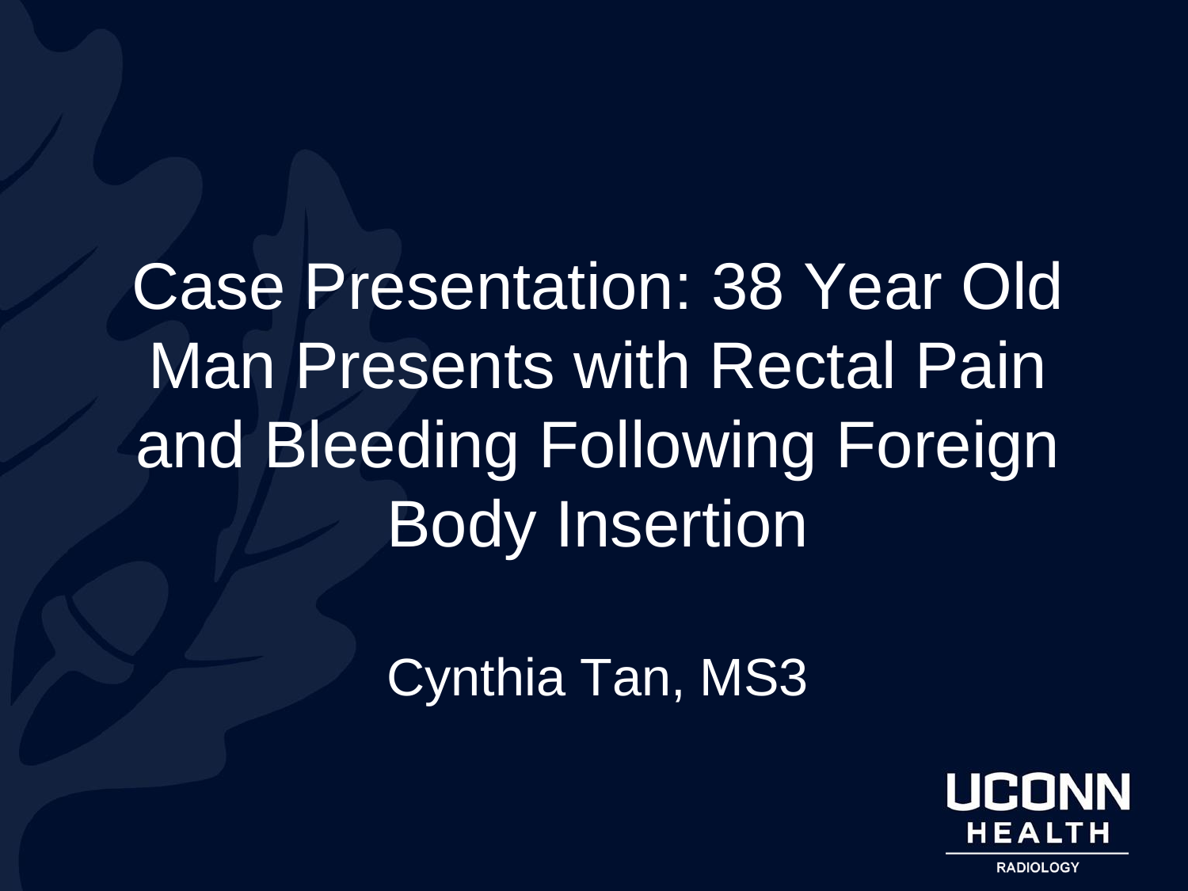# Case Presentation: 38 Year Old Man Presents with Rectal Pain and Bleeding Following Foreign Body Insertion

Cynthia Tan, MS3

UCONN HEALTH

RADIOLOGY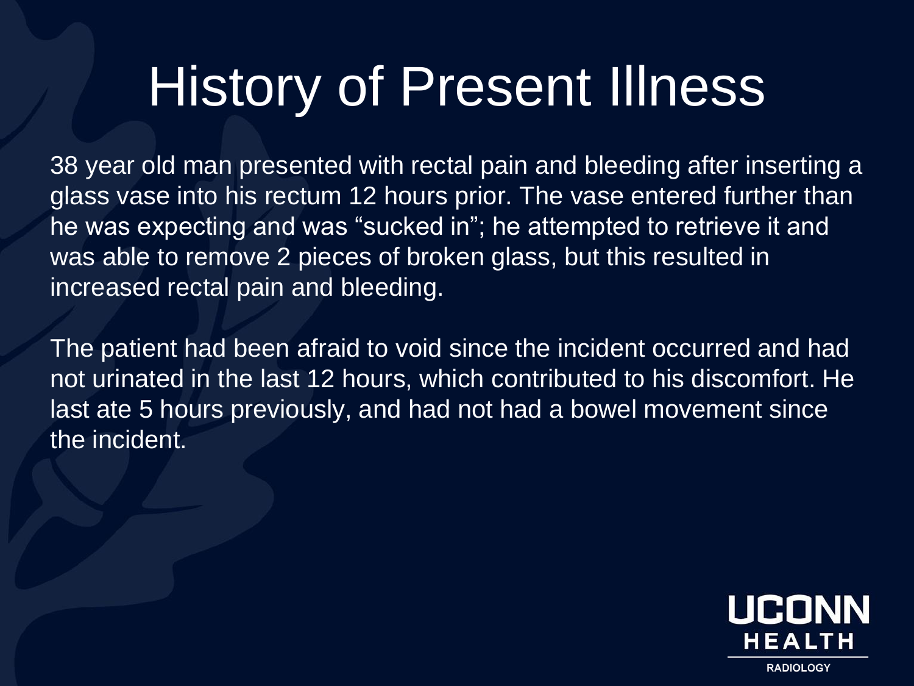# History of Present Illness

38 year old man presented with rectal pain and bleeding after inserting a glass vase into his rectum 12 hours prior. The vase entered further than he was expecting and was "sucked in"; he attempted to retrieve it and was able to remove 2 pieces of broken glass, but this resulted in increased rectal pain and bleeding.

The patient had been afraid to void since the incident occurred and had not urinated in the last 12 hours, which contributed to his discomfort. He last ate 5 hours previously, and had not had a bowel movement since the incident.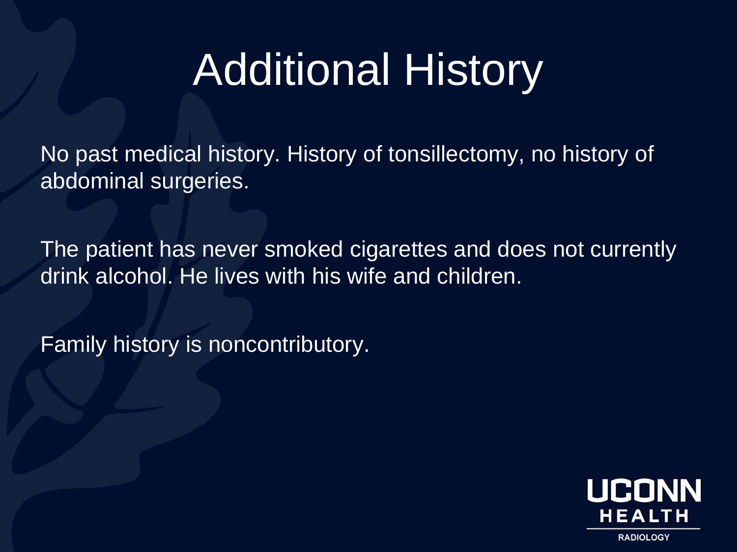# Additional History

No past medical history. History of tonsillectomy, no history of abdominal surgeries.

The patient has never smoked cigarettes and does not currently drink alcohol. He lives with his wife and children.

Family history is noncontributory.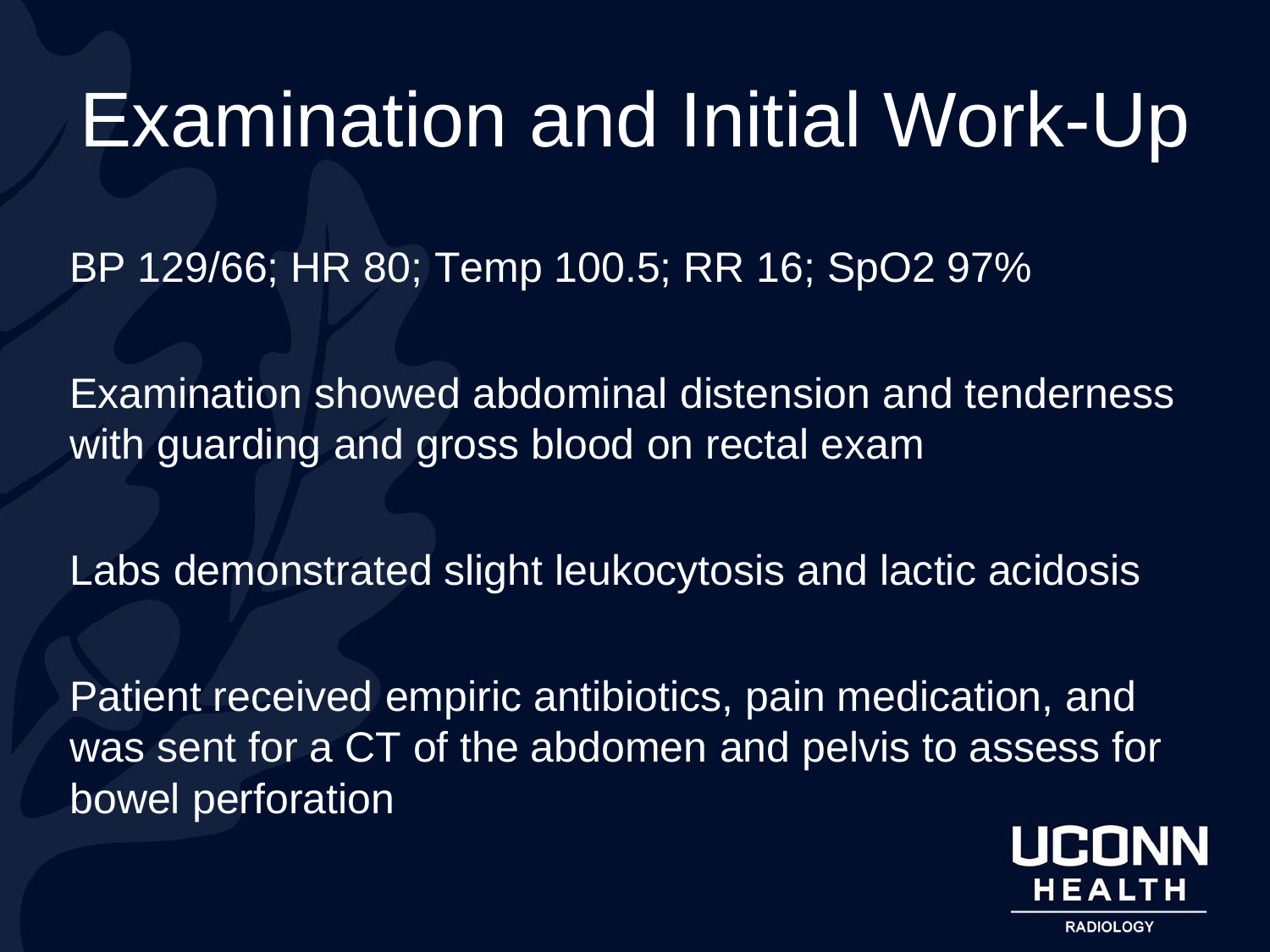# Examination and Initial Work-Up

BP 129/66; HR 80; Temp 100.5; RR 16; $SpO_2$ 97%

Examination showed abdominal distension and tenderness with guarding and gross blood on rectal exam

Labs demonstrated slight leukocytosis and lactic acidosis

Patient received empiric antibiotics, pain medication, and was sent for a CT of the abdomen and pelvis to assess for bowel perforation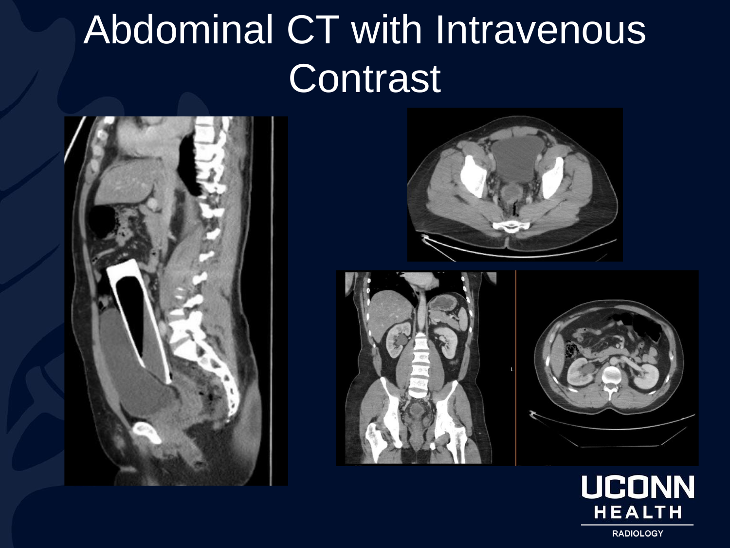# Abdominal CT with Intravenous Contrast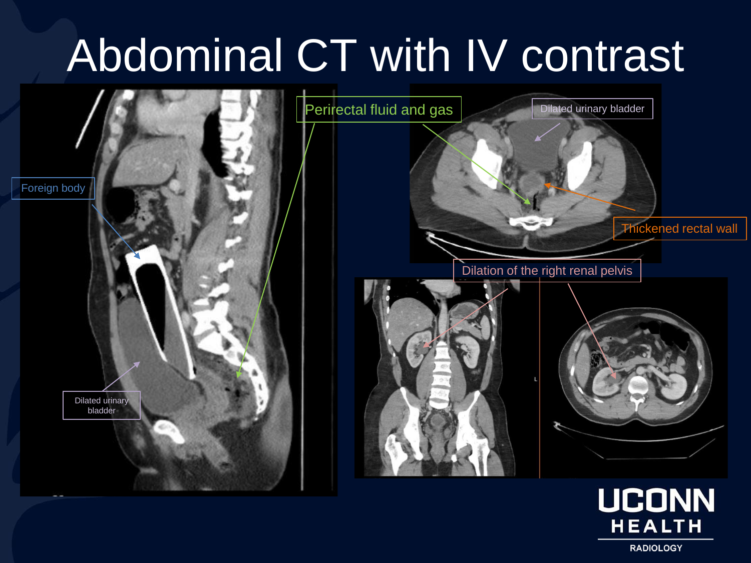# Abdominal CT with IV contrast

Foreign body

Dilated urinary bladder

Perirectal fluid and gas

Dilated urinary bladder

Thickened rectal wall

Dilation of the right renal pelvis

UCONN HEALTH RADIOLOGY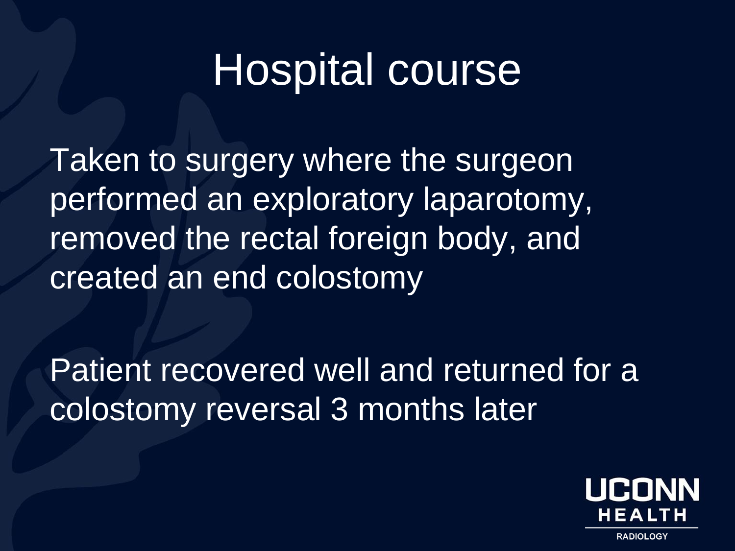# Hospital course

Taken to surgery where the surgeon performed an exploratory laparotomy, removed the rectal foreign body, and created an end colostomy

Patient recovered well and returned for a colostomy reversal 3 months later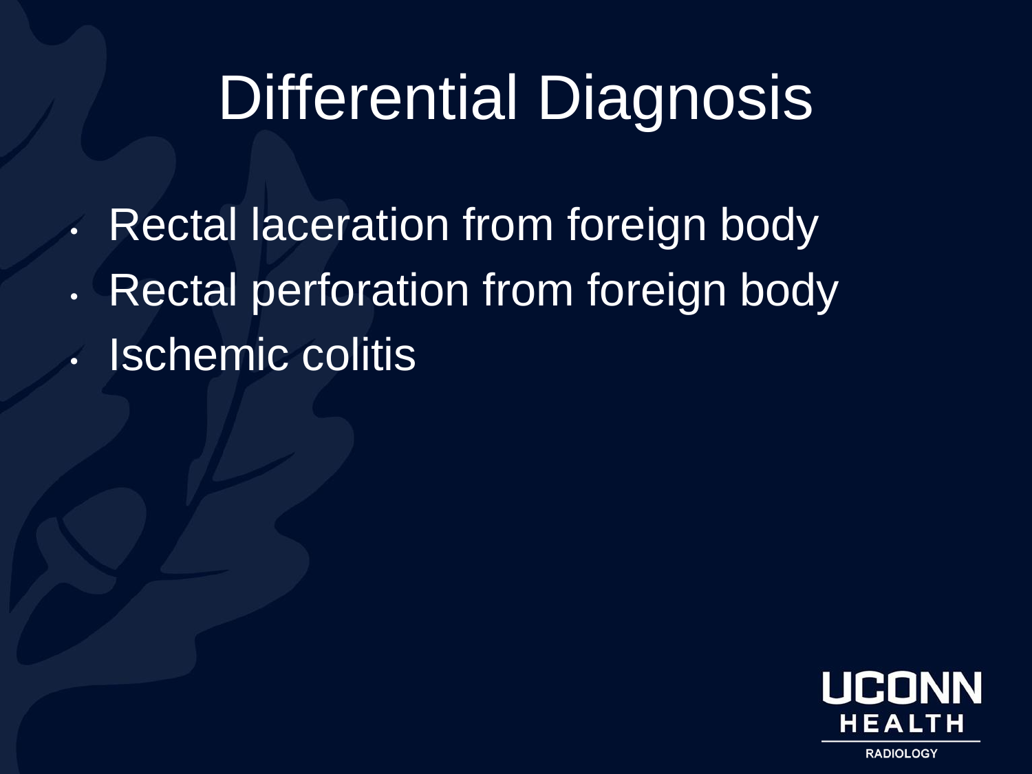# Differential Diagnosis

- Rectal laceration from foreign body
- Rectal perforation from foreign body
- Ischemic colitis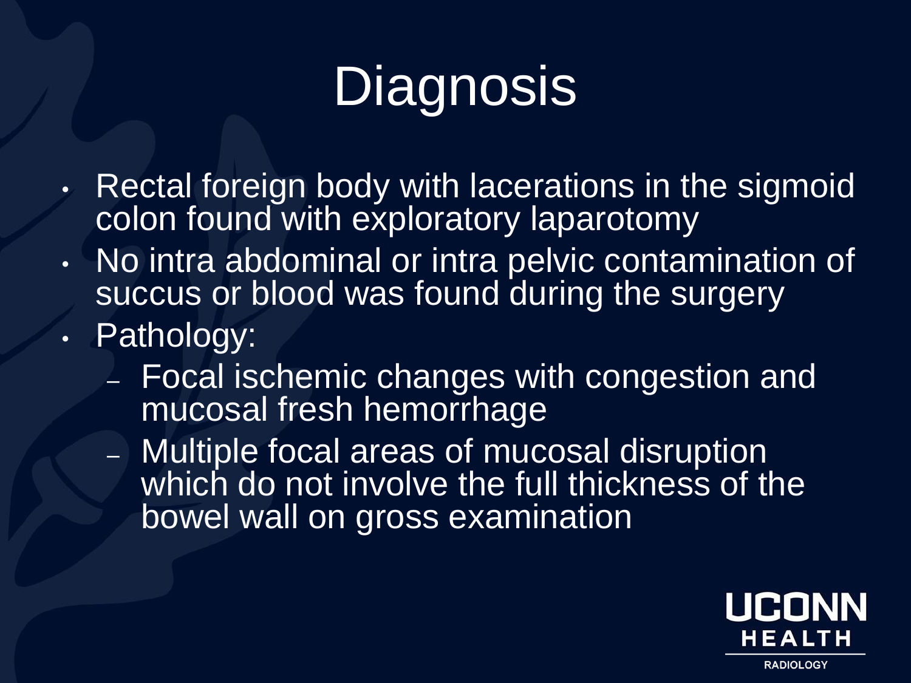# Diagnosis

- Rectal foreign body with lacerations in the sigmoid colon found with exploratory laparotomy
- No intra abdominal or intra pelvic contamination of succus or blood was found during the surgery
- Pathology:
  - Focal ischemic changes with congestion and mucosal fresh hemorrhage
  - Multiple focal areas of mucosal disruption which do not involve the full thickness of the bowel wall on gross examination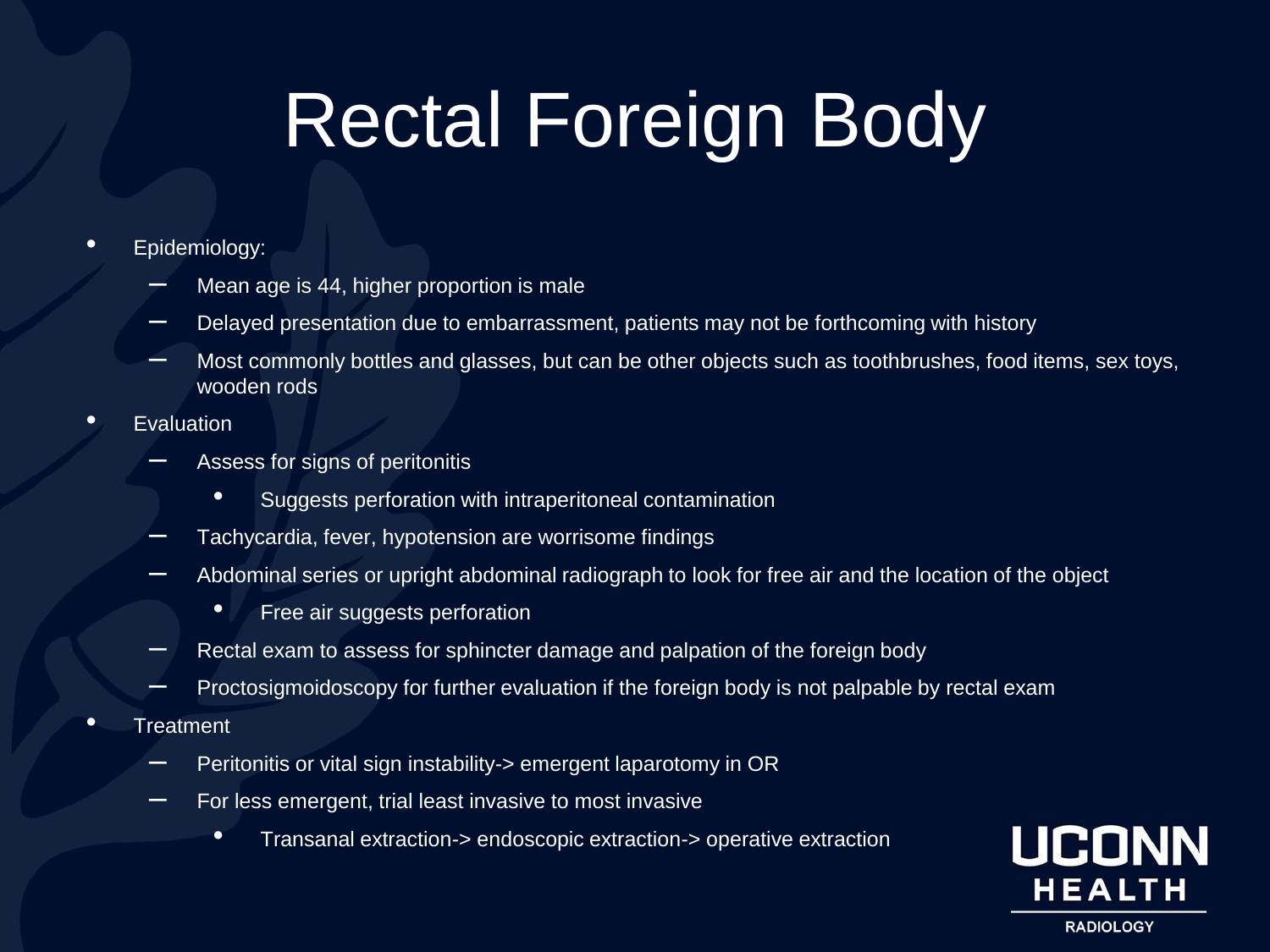# Rectal Foreign Body

- Epidemiology:
  - Mean age is 44, higher proportion is male
  - Delayed presentation due to embarrassment, patients may not be forthcoming with history
  - Most commonly bottles and glasses, but can be other objects such as toothbrushes, food items, sex toys, wooden rods
- Evaluation
  - Assess for signs of peritonitis
    - Suggests perforation with intraperitoneal contamination
  - Tachycardia, fever, hypotension are worrisome findings
  - Abdominal series or upright abdominal radiograph to look for free air and the location of the object
    - Free air suggests perforation
  - Rectal exam to assess for sphincter damage and palpation of the foreign body
  - Proctosigmoidoscopy for further evaluation if the foreign body is not palpable by rectal exam
- Treatment
  - Peritonitis or vital sign instability-> emergent laparotomy in OR
  - For less emergent, trial least invasive to most invasive
    - Transanal extraction-> endoscopic extraction-> operative extraction

UCONN HEALTH RADIOLOGY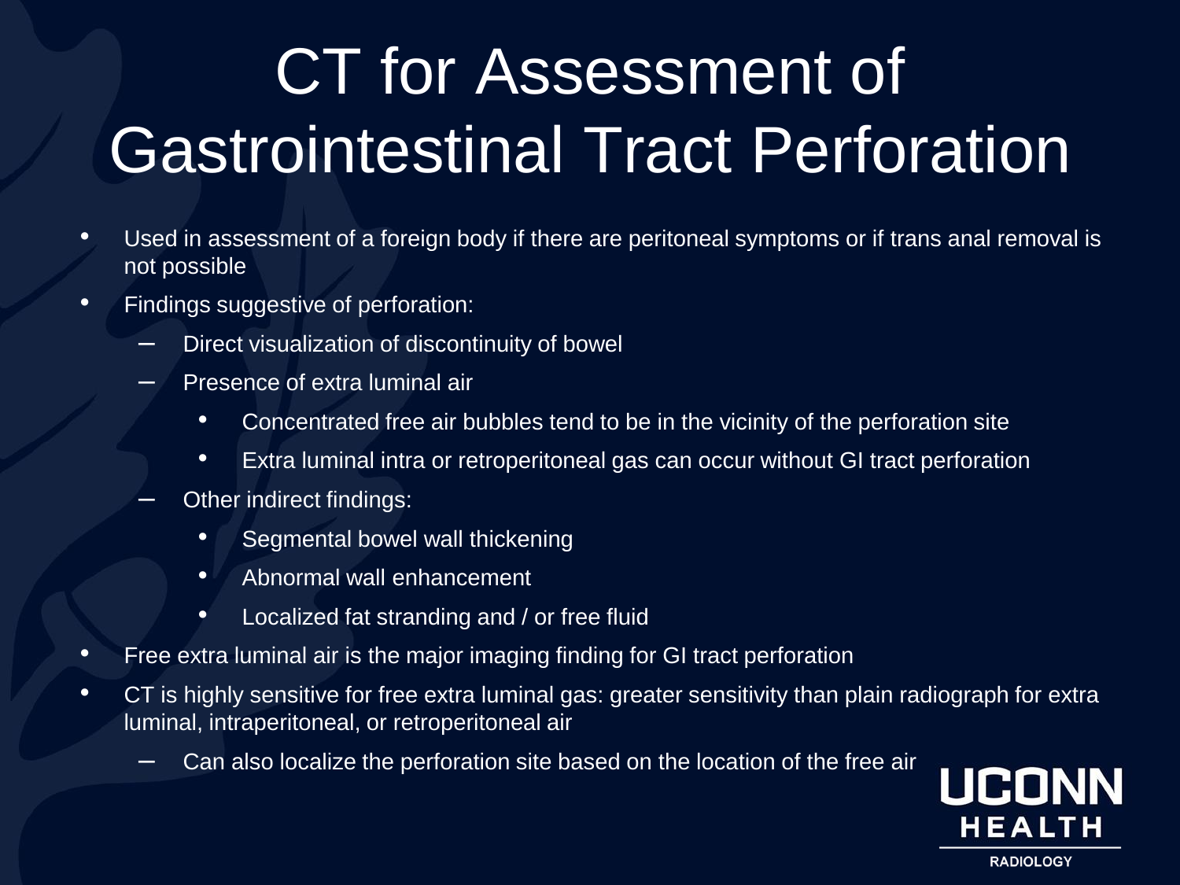# CT for Assessment of Gastrointestinal Tract Perforation

- Used in assessment of a foreign body if there are peritoneal symptoms or if trans anal removal is not possible
- Findings suggestive of perforation:
  - Direct visualization of discontinuity of bowel
  - Presence of extra luminal air
    - Concentrated free air bubbles tend to be in the vicinity of the perforation site
    - Extra luminal intra or retroperitoneal gas can occur without GI tract perforation
  - Other indirect findings:
    - Segmental bowel wall thickening
    - Abnormal wall enhancement
    - Localized fat stranding and / or free fluid
- Free extra luminal air is the major imaging finding for GI tract perforation
- CT is highly sensitive for free extra luminal gas: greater sensitivity than plain radiograph for extra luminal, intraperitoneal, or retroperitoneal air
  - Can also localize the perforation site based on the location of the free air

UCONN HEALTH
RADIOLOGY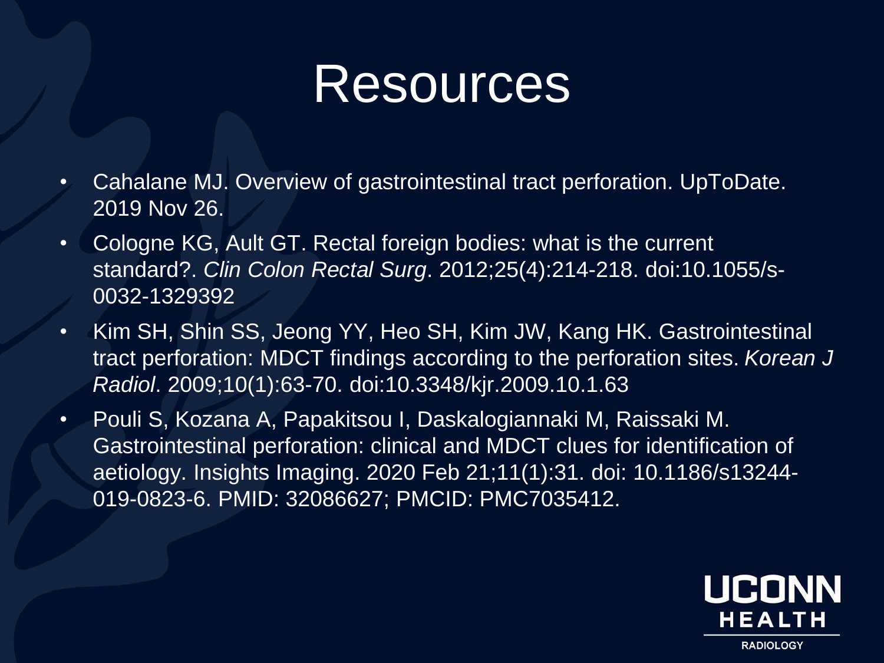# Resources

- Cahalane MJ. Overview of gastrointestinal tract perforation. UpToDate. 2019 Nov 26.
- Cologne KG, Ault GT. Rectal foreign bodies: what is the current standard?. *Clin Colon Rectal Surg*. 2012;25(4):214-218. doi:10.1055/s-0032-1329392
- Kim SH, Shin SS, Jeong YY, Heo SH, Kim JW, Kang HK. Gastrointestinal tract perforation: MDCT findings according to the perforation sites. *Korean J Radiol*. 2009;10(1):63-70. doi:10.3348/kjr.2009.10.1.63
- Pouli S, Kozana A, Papakitsou I, Daskalogiannaki M, Raissaki M. Gastrointestinal perforation: clinical and MDCT clues for identification of aetiology. Insights Imaging. 2020 Feb 21;11(1):31. doi: 10.1186/s13244-019-0823-6. PMID: 32086627; PMCID: PMC7035412.

UCONN HEALTH
RADIOLOGY